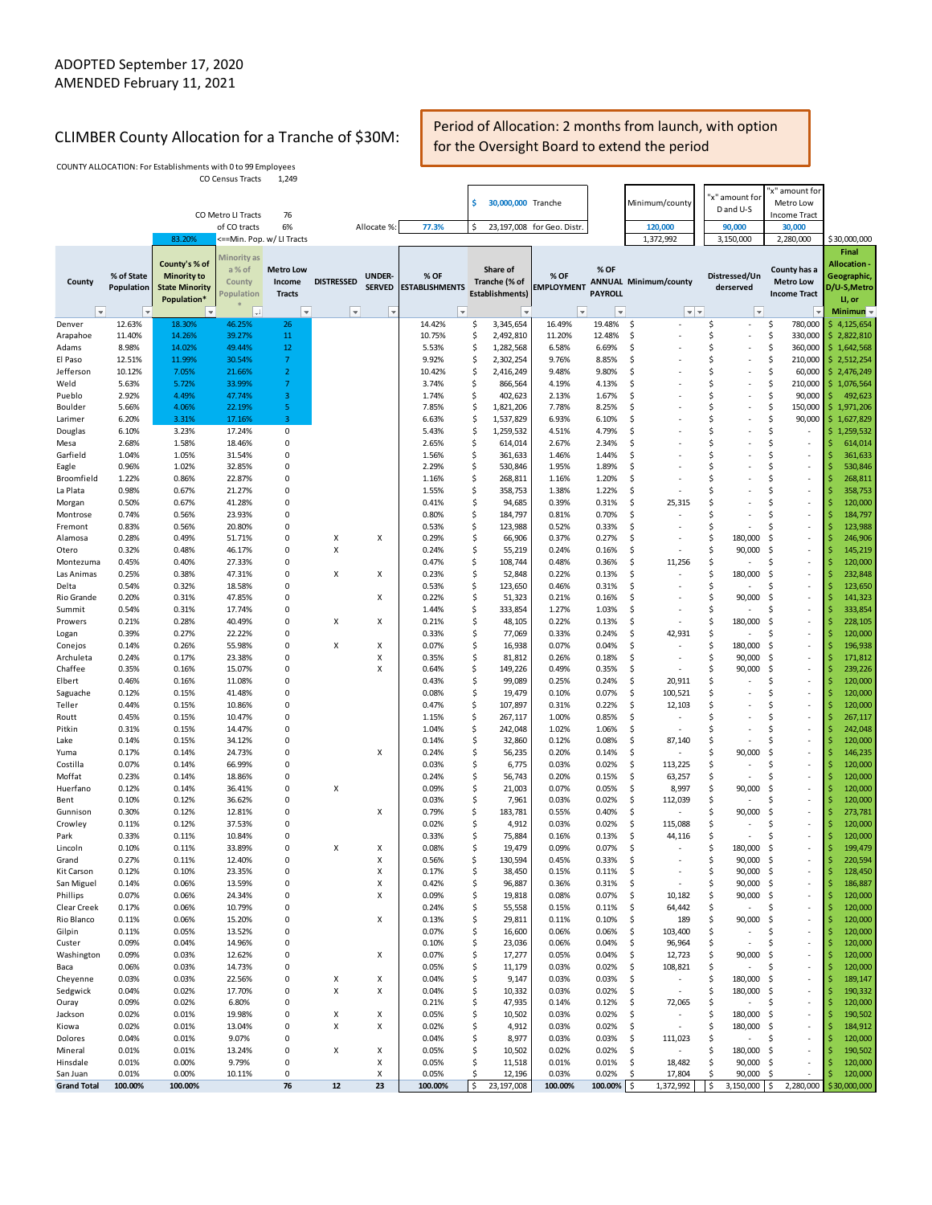ADOPTED September 17, 2020
AMENDED February 11, 2021

## CLIMBER County Allocation for a Tranche of $30M:

Period of Allocation: 2 months from launch, with option for the Oversight Board to extend the period

COUNTY ALLOCATION: For Establishments with 0 to 99 Employees

| | |
|---|---|
| CO Census Tracts | 1,249 |
| CO Metro LI Tracts | 76 |
| of CO tracts | 6% |
| 83.20% | <==Min. Pop. w/ LI Tracts |

| | |
|---|---|
| $ 30,000,000 | Tranche |
| Allocate %: 77.3% | $ 23,197,008 for Geo. Distr. |

| Minimum/county | "x" amount for D and U-S | "x" amount for Metro Low Income Tract |
|---|---|---|
| 120,000 | 90,000 | 30,000 |
| 1,372,992 | 3,150,000 | 2,280,000 |

$30,000,000

| County | % of State Population | County's % of Minority to State Minority Population* | Minority as a % of County Population | Metro Low Income Tracts | DISTRESSED | UNDER-SERVED | % OF ESTABLISHMENTS | Share of Tranche (% of Establishments) | % OF EMPLOYMENT | % OF ANNUAL PAYROLL | Minimum/county | Distressed/Underserved | County has a Metro Low Income Tract | Final Allocation - Geographic, D/U-S, Metro LI, or Minimum |
|---|---|---|---|---|---|---|---|---|---|---|---|---|---|---|
| Denver | 12.63% | 18.30% | 46.25% | 26 | | | 14.42% | $ 3,345,654 | 16.49% | 19.48% | $ - | $ - | $ 780,000 | $ 4,125,654 |
| Arapahoe | 11.40% | 14.26% | 39.27% | 11 | | | 10.75% | $ 2,492,810 | 11.20% | 12.48% | $ - | $ - | $ 330,000 | $ 2,822,810 |
| Adams | 8.98% | 14.02% | 49.44% | 12 | | | 5.53% | $ 1,282,568 | 6.58% | 6.69% | $ - | $ - | $ 360,000 | $ 1,642,568 |
| El Paso | 12.51% | 11.99% | 30.54% | 7 | | | 9.92% | $ 2,302,254 | 9.76% | 8.85% | $ - | $ - | $ 210,000 | $ 2,512,254 |
| Jefferson | 10.12% | 7.05% | 21.66% | 2 | | | 10.42% | $ 2,416,249 | 9.48% | 9.80% | $ - | $ - | $ 60,000 | $ 2,476,249 |
| Weld | 5.63% | 5.72% | 33.99% | 7 | | | 3.74% | $ 866,564 | 4.19% | 4.13% | $ - | $ - | $ 210,000 | $ 1,076,564 |
| Pueblo | 2.92% | 4.49% | 47.74% | 3 | | | 1.74% | $ 402,623 | 2.13% | 1.67% | $ - | $ - | $ 90,000 | $ 492,623 |
| Boulder | 5.66% | 4.06% | 22.19% | 5 | | | 7.85% | $ 1,821,206 | 7.78% | 8.25% | $ - | $ - | $ 150,000 | $ 1,971,206 |
| Larimer | 6.20% | 3.31% | 17.16% | 3 | | | 6.63% | $ 1,537,829 | 6.93% | 6.10% | $ - | $ - | $ 90,000 | $ 1,627,829 |
| Douglas | 6.10% | 3.23% | 17.24% | 0 | | | 5.43% | $ 1,259,532 | 4.51% | 4.79% | $ - | $ - | $ - | $ 1,259,532 |
| Mesa | 2.68% | 1.58% | 18.46% | 0 | | | 2.65% | $ 614,014 | 2.67% | 2.34% | $ - | $ - | $ - | $ 614,014 |
| Garfield | 1.04% | 1.05% | 31.54% | 0 | | | 1.56% | $ 361,633 | 1.46% | 1.44% | $ - | $ - | $ - | $ 361,633 |
| Eagle | 0.96% | 1.02% | 32.85% | 0 | | | 2.29% | $ 530,846 | 1.95% | 1.89% | $ - | $ - | $ - | $ 530,846 |
| Broomfield | 1.22% | 0.86% | 22.87% | 0 | | | 1.16% | $ 268,811 | 1.16% | 1.20% | $ - | $ - | $ - | $ 268,811 |
| La Plata | 0.98% | 0.67% | 21.27% | 0 | | | 1.55% | $ 358,753 | 1.38% | 1.22% | $ - | $ - | $ - | $ 358,753 |
| Morgan | 0.50% | 0.67% | 41.28% | 0 | | | 0.41% | $ 94,685 | 0.39% | 0.31% | $ 25,315 | $ - | $ - | $ 120,000 |
| Montrose | 0.74% | 0.56% | 23.93% | 0 | | | 0.80% | $ 184,797 | 0.81% | 0.70% | $ - | $ - | $ - | $ 184,797 |
| Fremont | 0.83% | 0.56% | 20.80% | 0 | | | 0.53% | $ 123,988 | 0.52% | 0.33% | $ - | $ - | $ - | $ 123,988 |
| Alamosa | 0.28% | 0.49% | 51.71% | 0 | X | X | 0.29% | $ 66,906 | 0.37% | 0.27% | $ - | $ 180,000 | $ - | $ 246,906 |
| Otero | 0.32% | 0.48% | 46.17% | 0 | X | | 0.24% | $ 55,219 | 0.24% | 0.16% | $ - | $ 90,000 | $ - | $ 145,219 |
| Montezuma | 0.45% | 0.40% | 27.33% | 0 | | | 0.47% | $ 108,744 | 0.48% | 0.36% | $ 11,256 | $ - | $ - | $ 120,000 |
| Las Animas | 0.25% | 0.38% | 47.31% | 0 | X | X | 0.23% | $ 52,848 | 0.22% | 0.13% | $ - | $ 180,000 | $ - | $ 232,848 |
| Delta | 0.54% | 0.32% | 18.58% | 0 | | | 0.53% | $ 123,650 | 0.46% | 0.31% | $ - | $ - | $ - | $ 123,650 |
| Rio Grande | 0.20% | 0.31% | 47.85% | 0 | | X | 0.22% | $ 51,323 | 0.21% | 0.16% | $ - | $ 90,000 | $ - | $ 141,323 |
| Summit | 0.54% | 0.31% | 17.74% | 0 | | | 1.44% | $ 333,854 | 1.27% | 1.03% | $ - | $ - | $ - | $ 333,854 |
| Prowers | 0.21% | 0.28% | 40.49% | 0 | X | X | 0.21% | $ 48,105 | 0.22% | 0.13% | $ - | $ 180,000 | $ - | $ 228,105 |
| Logan | 0.39% | 0.27% | 22.22% | 0 | | | 0.33% | $ 77,069 | 0.33% | 0.24% | $ 42,931 | $ - | $ - | $ 120,000 |
| Conejos | 0.14% | 0.26% | 55.98% | 0 | X | X | 0.07% | $ 16,938 | 0.07% | 0.04% | $ - | $ 180,000 | $ - | $ 196,938 |
| Archuleta | 0.24% | 0.17% | 23.38% | 0 | | X | 0.35% | $ 81,812 | 0.26% | 0.18% | $ - | $ 90,000 | $ - | $ 171,812 |
| Chaffee | 0.35% | 0.16% | 15.07% | 0 | | X | 0.64% | $ 149,226 | 0.49% | 0.35% | $ - | $ 90,000 | $ - | $ 239,226 |
| Elbert | 0.46% | 0.16% | 11.08% | 0 | | | 0.43% | $ 99,089 | 0.25% | 0.24% | $ 20,911 | $ - | $ - | $ 120,000 |
| Saguache | 0.12% | 0.15% | 41.48% | 0 | | | 0.08% | $ 19,479 | 0.10% | 0.07% | $ 100,521 | $ - | $ - | $ 120,000 |
| Teller | 0.44% | 0.15% | 10.86% | 0 | | | 0.47% | $ 107,897 | 0.31% | 0.22% | $ 12,103 | $ - | $ - | $ 120,000 |
| Routt | 0.45% | 0.15% | 10.47% | 0 | | | 1.15% | $ 267,117 | 1.00% | 0.85% | $ - | $ - | $ - | $ 267,117 |
| Pitkin | 0.31% | 0.15% | 14.47% | 0 | | | 1.04% | $ 242,048 | 1.02% | 1.06% | $ - | $ - | $ - | $ 242,048 |
| Lake | 0.14% | 0.15% | 34.12% | 0 | | | 0.14% | $ 32,860 | 0.12% | 0.08% | $ 87,140 | $ - | $ - | $ 120,000 |
| Yuma | 0.17% | 0.14% | 24.73% | 0 | | X | 0.24% | $ 56,235 | 0.20% | 0.14% | $ - | $ 90,000 | $ - | $ 146,235 |
| Costilla | 0.07% | 0.14% | 66.99% | 0 | | | 0.03% | $ 6,775 | 0.03% | 0.02% | $ 113,225 | $ - | $ - | $ 120,000 |
| Moffat | 0.23% | 0.14% | 18.86% | 0 | | | 0.24% | $ 56,743 | 0.20% | 0.15% | $ 63,257 | $ - | $ - | $ 120,000 |
| Huerfano | 0.12% | 0.14% | 36.41% | 0 | X | | 0.09% | $ 21,003 | 0.07% | 0.05% | $ 8,997 | $ 90,000 | $ - | $ 120,000 |
| Bent | 0.10% | 0.12% | 36.62% | 0 | | | 0.03% | $ 7,961 | 0.03% | 0.02% | $ 112,039 | $ - | $ - | $ 120,000 |
| Gunnison | 0.30% | 0.12% | 12.81% | 0 | | X | 0.79% | $ 183,781 | 0.55% | 0.40% | $ - | $ 90,000 | $ - | $ 273,781 |
| Crowley | 0.11% | 0.12% | 37.53% | 0 | | | 0.02% | $ 4,912 | 0.03% | 0.02% | $ 115,088 | $ - | $ - | $ 120,000 |
| Park | 0.33% | 0.11% | 10.84% | 0 | | | 0.33% | $ 75,884 | 0.16% | 0.13% | $ 44,116 | $ - | $ - | $ 120,000 |
| Lincoln | 0.10% | 0.11% | 33.89% | 0 | X | X | 0.08% | $ 19,479 | 0.09% | 0.07% | $ - | $ 180,000 | $ - | $ 199,479 |
| Grand | 0.27% | 0.11% | 12.40% | 0 | | X | 0.56% | $ 130,594 | 0.45% | 0.33% | $ - | $ 90,000 | $ - | $ 220,594 |
| Kit Carson | 0.12% | 0.10% | 23.35% | 0 | | X | 0.17% | $ 38,450 | 0.15% | 0.11% | $ - | $ 90,000 | $ - | $ 128,450 |
| San Miguel | 0.14% | 0.06% | 13.59% | 0 | | X | 0.42% | $ 96,887 | 0.36% | 0.31% | $ - | $ 90,000 | $ - | $ 186,887 |
| Phillips | 0.07% | 0.06% | 24.34% | 0 | | X | 0.09% | $ 19,818 | 0.08% | 0.07% | $ 10,182 | $ 90,000 | $ - | $ 120,000 |
| Clear Creek | 0.17% | 0.06% | 10.79% | 0 | | | 0.24% | $ 55,558 | 0.15% | 0.11% | $ 64,442 | $ - | $ - | $ 120,000 |
| Rio Blanco | 0.11% | 0.06% | 15.20% | 0 | | X | 0.13% | $ 29,811 | 0.11% | 0.10% | $ 189 | $ 90,000 | $ - | $ 120,000 |
| Gilpin | 0.11% | 0.05% | 13.52% | 0 | | | 0.07% | $ 16,600 | 0.06% | 0.06% | $ 103,400 | $ - | $ - | $ 120,000 |
| Custer | 0.09% | 0.04% | 14.96% | 0 | | | 0.10% | $ 23,036 | 0.06% | 0.04% | $ 96,964 | $ - | $ - | $ 120,000 |
| Washington | 0.09% | 0.03% | 12.62% | 0 | | X | 0.07% | $ 17,277 | 0.05% | 0.04% | $ 12,723 | $ 90,000 | $ - | $ 120,000 |
| Baca | 0.06% | 0.03% | 14.73% | 0 | | | 0.05% | $ 11,179 | 0.03% | 0.02% | $ 108,821 | $ - | $ - | $ 120,000 |
| Cheyenne | 0.03% | 0.03% | 22.56% | 0 | X | X | 0.04% | $ 9,147 | 0.03% | 0.03% | $ - | $ 180,000 | $ - | $ 189,147 |
| Sedgwick | 0.04% | 0.02% | 17.70% | 0 | X | X | 0.04% | $ 10,332 | 0.03% | 0.02% | $ - | $ 180,000 | $ - | $ 190,332 |
| Ouray | 0.09% | 0.02% | 6.80% | 0 | | | 0.21% | $ 47,935 | 0.14% | 0.12% | $ 72,065 | $ - | $ - | $ 120,000 |
| Jackson | 0.02% | 0.01% | 19.98% | 0 | X | X | 0.05% | $ 10,502 | 0.03% | 0.02% | $ - | $ 180,000 | $ - | $ 190,502 |
| Kiowa | 0.02% | 0.01% | 13.04% | 0 | X | X | 0.02% | $ 4,912 | 0.03% | 0.02% | $ - | $ 180,000 | $ - | $ 184,912 |
| Dolores | 0.04% | 0.01% | 9.07% | 0 | | | 0.04% | $ 8,977 | 0.03% | 0.03% | $ 111,023 | $ - | $ - | $ 120,000 |
| Mineral | 0.01% | 0.01% | 13.24% | 0 | X | X | 0.05% | $ 10,502 | 0.02% | 0.02% | $ - | $ 180,000 | $ - | $ 190,502 |
| Hinsdale | 0.01% | 0.00% | 9.79% | 0 | | X | 0.05% | $ 11,518 | 0.01% | 0.01% | $ 18,482 | $ 90,000 | $ - | $ 120,000 |
| San Juan | 0.01% | 0.00% | 10.11% | 0 | | X | 0.05% | $ 12,196 | 0.03% | 0.02% | $ 17,804 | $ 90,000 | $ - | $ 120,000 |
| **Grand Total** | **100.00%** | **100.00%** | | **76** | **12** | **23** | **100.00%** | **$ 23,197,008** | **100.00%** | **100.00%** | **$ 1,372,992** | **$ 3,150,000** | **$ 2,280,000** | **$30,000,000** |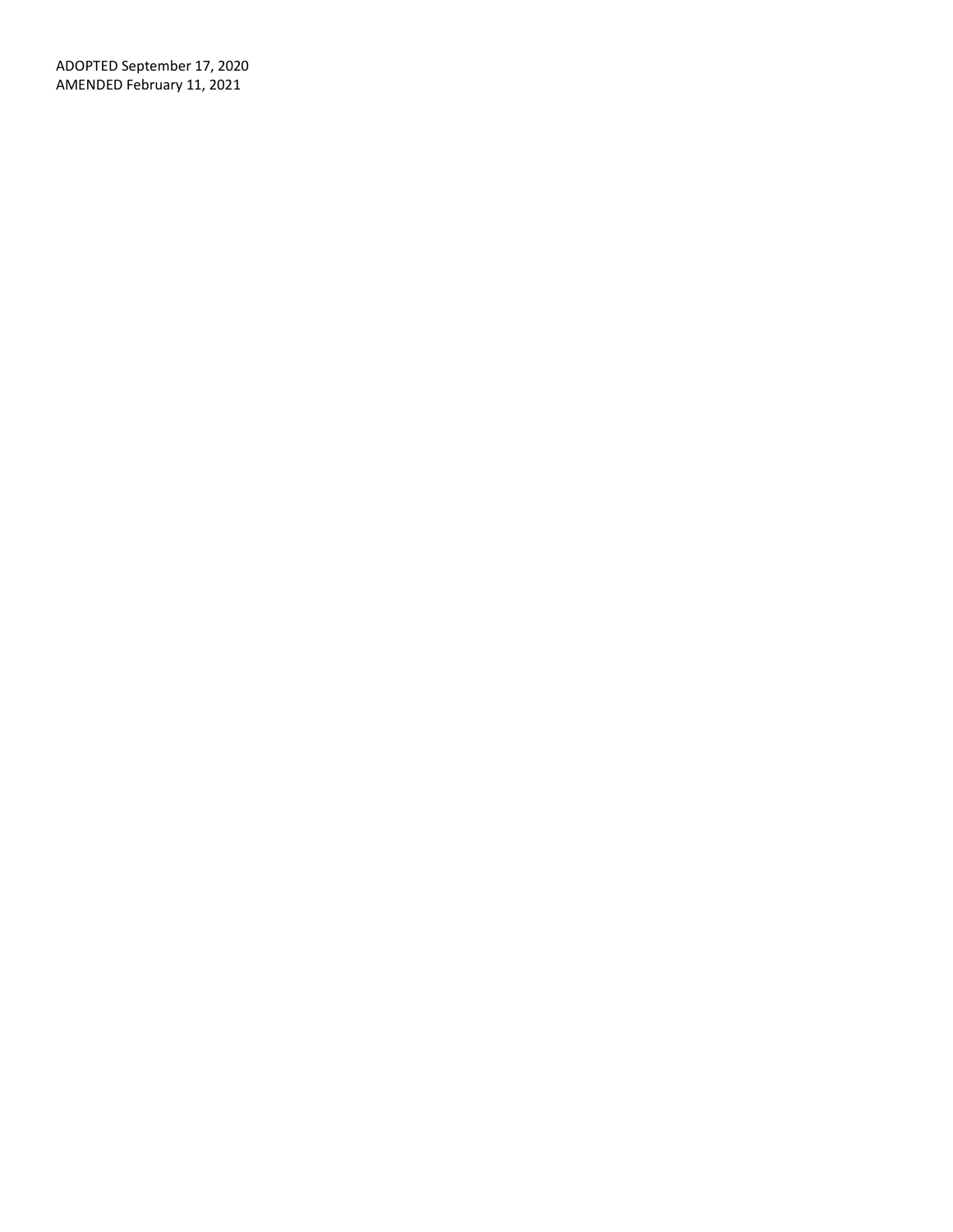ADOPTED September 17, 2020
AMENDED February 11, 2021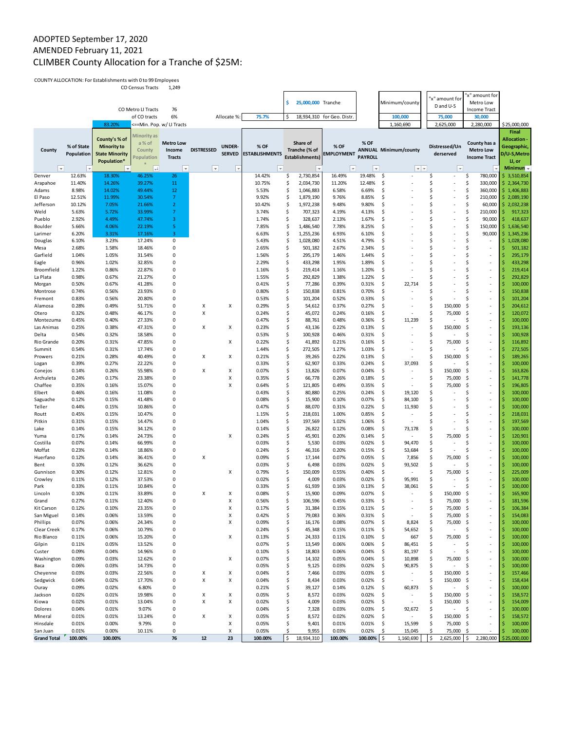ADOPTED September 17, 2020
AMENDED February 11, 2021
CLIMBER County Allocation for a Tranche of $25M:

COUNTY ALLOCATION: For Establishments with 0 to 99 Employees

CO Census Tracts 1,249

CO Metro LI Tracts 76

of CO tracts 6%

83.20% <==Min. Pop. w/ LI Tracts

Allocate %: 75.7%

$ 25,000,000 Tranche

$ 18,934,310 for Geo. Distr.

Minimum/county: 100,000 — 1,160,690

"x" amount for D and U-S: 75,000 — 2,625,000

"x" amount for Metro Low Income Tract: 30,000 — 2,280,000

$25,000,000

| County | % of State Population | County's % of Minority to State Minority Population* | Minority as a % of County Population | Metro Low Income Tracts | DISTRESSED | UNDER-SERVED | % OF ESTABLISHMENTS | Share of Tranche (% of Establishments) | % OF EMPLOYMENT | % OF ANNUAL PAYROLL | Minimum/county | Distressed/Underserved | County has a Metro Low Income Tract | Final Allocation - Geographic, D/U-S,Metro LI, or Minimum |
|---|---|---|---|---|---|---|---|---|---|---|---|---|---|---|
| Denver | 12.63% | 18.30% | 46.25% | 26 | | | 14.42% | $ 2,730,854 | 16.49% | 19.48% | $ - | $ - | $ 780,000 | $ 3,510,854 |
| Arapahoe | 11.40% | 14.26% | 39.27% | 11 | | | 10.75% | $ 2,034,730 | 11.20% | 12.48% | $ - | $ - | $ 330,000 | $ 2,364,730 |
| Adams | 8.98% | 14.02% | 49.44% | 12 | | | 5.53% | $ 1,046,883 | 6.58% | 6.69% | $ - | $ - | $ 360,000 | $ 1,406,883 |
| El Paso | 12.51% | 11.99% | 30.54% | 7 | | | 9.92% | $ 1,879,190 | 9.76% | 8.85% | $ - | $ - | $ 210,000 | $ 2,089,190 |
| Jefferson | 10.12% | 7.05% | 21.66% | 2 | | | 10.42% | $ 1,972,238 | 9.48% | 9.80% | $ - | $ - | $ 60,000 | $ 2,032,238 |
| Weld | 5.63% | 5.72% | 33.99% | 7 | | | 3.74% | $ 707,323 | 4.19% | 4.13% | $ - | $ - | $ 210,000 | $ 917,323 |
| Pueblo | 2.92% | 4.49% | 47.74% | 3 | | | 1.74% | $ 328,637 | 2.13% | 1.67% | $ - | $ - | $ 90,000 | $ 418,637 |
| Boulder | 5.66% | 4.06% | 22.19% | 5 | | | 7.85% | $ 1,486,540 | 7.78% | 8.25% | $ - | $ - | $ 150,000 | $ 1,636,540 |
| Larimer | 6.20% | 3.31% | 17.16% | 3 | | | 6.63% | $ 1,255,236 | 6.93% | 6.10% | $ - | $ - | $ 90,000 | $ 1,345,236 |
| Douglas | 6.10% | 3.23% | 17.24% | 0 | | | 5.43% | $ 1,028,080 | 4.51% | 4.79% | $ - | $ - | $ - | $ 1,028,080 |
| Mesa | 2.68% | 1.58% | 18.46% | 0 | | | 2.65% | $ 501,182 | 2.67% | 2.34% | $ - | $ - | $ - | $ 501,182 |
| Garfield | 1.04% | 1.05% | 31.54% | 0 | | | 1.56% | $ 295,179 | 1.46% | 1.44% | $ - | $ - | $ - | $ 295,179 |
| Eagle | 0.96% | 1.02% | 32.85% | 0 | | | 2.29% | $ 433,298 | 1.95% | 1.89% | $ - | $ - | $ - | $ 433,298 |
| Broomfield | 1.22% | 0.86% | 22.87% | 0 | | | 1.16% | $ 219,414 | 1.16% | 1.20% | $ - | $ - | $ - | $ 219,414 |
| La Plata | 0.98% | 0.67% | 21.27% | 0 | | | 1.55% | $ 292,829 | 1.38% | 1.22% | $ - | $ - | $ - | $ 292,829 |
| Morgan | 0.50% | 0.67% | 41.28% | 0 | | | 0.41% | $ 77,286 | 0.39% | 0.31% | $ 22,714 | $ - | $ - | $ 100,000 |
| Montrose | 0.74% | 0.56% | 23.93% | 0 | | | 0.80% | $ 150,838 | 0.81% | 0.70% | $ - | $ - | $ - | $ 150,838 |
| Fremont | 0.83% | 0.56% | 20.80% | 0 | | | 0.53% | $ 101,204 | 0.52% | 0.33% | $ - | $ - | $ - | $ 101,204 |
| Alamosa | 0.28% | 0.49% | 51.71% | 0 | X | X | 0.29% | $ 54,612 | 0.37% | 0.27% | $ - | $ 150,000 | $ - | $ 204,612 |
| Otero | 0.32% | 0.48% | 46.17% | 0 | X | | 0.24% | $ 45,072 | 0.24% | 0.16% | $ - | $ 75,000 | $ - | $ 120,072 |
| Montezuma | 0.45% | 0.40% | 27.33% | 0 | | | 0.47% | $ 88,761 | 0.48% | 0.36% | $ 11,239 | $ - | $ - | $ 100,000 |
| Las Animas | 0.25% | 0.38% | 47.31% | 0 | X | X | 0.23% | $ 43,136 | 0.22% | 0.13% | $ - | $ 150,000 | $ - | $ 193,136 |
| Delta | 0.54% | 0.32% | 18.58% | 0 | | | 0.53% | $ 100,928 | 0.46% | 0.31% | $ - | $ - | $ - | $ 100,928 |
| Rio Grande | 0.20% | 0.31% | 47.85% | 0 | | X | 0.22% | $ 41,892 | 0.21% | 0.16% | $ - | $ 75,000 | $ - | $ 116,892 |
| Summit | 0.54% | 0.31% | 17.74% | 0 | | | 1.44% | $ 272,505 | 1.27% | 1.03% | $ - | $ - | $ - | $ 272,505 |
| Prowers | 0.21% | 0.28% | 40.49% | 0 | X | X | 0.21% | $ 39,265 | 0.22% | 0.13% | $ - | $ 150,000 | $ - | $ 189,265 |
| Logan | 0.39% | 0.27% | 22.22% | 0 | | | 0.33% | $ 62,907 | 0.33% | 0.24% | $ 37,093 | $ - | $ - | $ 100,000 |
| Conejos | 0.14% | 0.26% | 55.98% | 0 | X | X | 0.07% | $ 13,826 | 0.07% | 0.04% | $ - | $ 150,000 | $ - | $ 163,826 |
| Archuleta | 0.24% | 0.17% | 23.38% | 0 | | X | 0.35% | $ 66,778 | 0.26% | 0.18% | $ - | $ 75,000 | $ - | $ 141,778 |
| Chaffee | 0.35% | 0.16% | 15.07% | 0 | | X | 0.64% | $ 121,805 | 0.49% | 0.35% | $ - | $ 75,000 | $ - | $ 196,805 |
| Elbert | 0.46% | 0.16% | 11.08% | 0 | | | 0.43% | $ 80,880 | 0.25% | 0.24% | $ 19,120 | $ - | $ - | $ 100,000 |
| Saguache | 0.12% | 0.15% | 41.48% | 0 | | | 0.08% | $ 15,900 | 0.10% | 0.07% | $ 84,100 | $ - | $ - | $ 100,000 |
| Teller | 0.44% | 0.15% | 10.86% | 0 | | | 0.47% | $ 88,070 | 0.31% | 0.22% | $ 11,930 | $ - | $ - | $ 100,000 |
| Routt | 0.45% | 0.15% | 10.47% | 0 | | | 1.15% | $ 218,031 | 1.00% | 0.85% | $ - | $ - | $ - | $ 218,031 |
| Pitkin | 0.31% | 0.15% | 14.47% | 0 | | | 1.04% | $ 197,569 | 1.02% | 1.06% | $ - | $ - | $ - | $ 197,569 |
| Lake | 0.14% | 0.15% | 34.12% | 0 | | | 0.14% | $ 26,822 | 0.12% | 0.08% | $ 73,178 | $ - | $ - | $ 100,000 |
| Yuma | 0.17% | 0.14% | 24.73% | 0 | | X | 0.24% | $ 45,901 | 0.20% | 0.14% | $ - | $ 75,000 | $ - | $ 120,901 |
| Costilla | 0.07% | 0.14% | 66.99% | 0 | | | 0.03% | $ 5,530 | 0.03% | 0.02% | $ 94,470 | $ - | $ - | $ 100,000 |
| Moffat | 0.23% | 0.14% | 18.86% | 0 | | | 0.24% | $ 46,316 | 0.20% | 0.15% | $ 53,684 | $ - | $ - | $ 100,000 |
| Huerfano | 0.12% | 0.14% | 36.41% | 0 | X | | 0.09% | $ 17,144 | 0.07% | 0.05% | $ 7,856 | $ 75,000 | $ - | $ 100,000 |
| Bent | 0.10% | 0.12% | 36.62% | 0 | | | 0.03% | $ 6,498 | 0.03% | 0.02% | $ 93,502 | $ - | $ - | $ 100,000 |
| Gunnison | 0.30% | 0.12% | 12.81% | 0 | | X | 0.79% | $ 150,009 | 0.55% | 0.40% | $ - | $ 75,000 | $ - | $ 225,009 |
| Crowley | 0.11% | 0.12% | 37.53% | 0 | | | 0.02% | $ 4,009 | 0.03% | 0.02% | $ 95,991 | $ - | $ - | $ 100,000 |
| Park | 0.33% | 0.11% | 10.84% | 0 | | | 0.33% | $ 61,939 | 0.16% | 0.13% | $ 38,061 | $ - | $ - | $ 100,000 |
| Lincoln | 0.10% | 0.11% | 33.89% | 0 | X | X | 0.08% | $ 15,900 | 0.09% | 0.07% | $ - | $ 150,000 | $ - | $ 165,900 |
| Grand | 0.27% | 0.11% | 12.40% | 0 | | X | 0.56% | $ 106,596 | 0.45% | 0.33% | $ - | $ 75,000 | $ - | $ 181,596 |
| Kit Carson | 0.12% | 0.10% | 23.35% | 0 | | X | 0.17% | $ 31,384 | 0.15% | 0.11% | $ - | $ 75,000 | $ - | $ 106,384 |
| San Miguel | 0.14% | 0.06% | 13.59% | 0 | | X | 0.42% | $ 79,083 | 0.36% | 0.31% | $ - | $ 75,000 | $ - | $ 154,083 |
| Phillips | 0.07% | 0.06% | 24.34% | 0 | | X | 0.09% | $ 16,176 | 0.08% | 0.07% | $ 8,824 | $ 75,000 | $ - | $ 100,000 |
| Clear Creek | 0.17% | 0.06% | 10.79% | 0 | | | 0.24% | $ 45,348 | 0.15% | 0.11% | $ 54,652 | $ - | $ - | $ 100,000 |
| Rio Blanco | 0.11% | 0.06% | 15.20% | 0 | | X | 0.13% | $ 24,333 | 0.11% | 0.10% | $ 667 | $ 75,000 | $ - | $ 100,000 |
| Gilpin | 0.11% | 0.05% | 13.52% | 0 | | | 0.07% | $ 13,549 | 0.06% | 0.06% | $ 86,451 | $ - | $ - | $ 100,000 |
| Custer | 0.09% | 0.04% | 14.96% | 0 | | | 0.10% | $ 18,803 | 0.06% | 0.04% | $ 81,197 | $ - | $ - | $ 100,000 |
| Washington | 0.09% | 0.03% | 12.62% | 0 | | X | 0.07% | $ 14,102 | 0.05% | 0.04% | $ 10,898 | $ 75,000 | $ - | $ 100,000 |
| Baca | 0.06% | 0.03% | 14.73% | 0 | | | 0.05% | $ 9,125 | 0.03% | 0.02% | $ 90,875 | $ - | $ - | $ 100,000 |
| Cheyenne | 0.03% | 0.03% | 22.56% | 0 | X | X | 0.04% | $ 7,466 | 0.03% | 0.03% | $ - | $ 150,000 | $ - | $ 157,466 |
| Sedgwick | 0.04% | 0.02% | 17.70% | 0 | X | X | 0.04% | $ 8,434 | 0.03% | 0.02% | $ - | $ 150,000 | $ - | $ 158,434 |
| Ouray | 0.09% | 0.02% | 6.80% | 0 | | | 0.21% | $ 39,127 | 0.14% | 0.12% | $ 60,873 | $ - | $ - | $ 100,000 |
| Jackson | 0.02% | 0.01% | 19.98% | 0 | X | X | 0.05% | $ 8,572 | 0.03% | 0.02% | $ - | $ 150,000 | $ - | $ 158,572 |
| Kiowa | 0.02% | 0.01% | 13.04% | 0 | X | X | 0.02% | $ 4,009 | 0.03% | 0.02% | $ - | $ 150,000 | $ - | $ 154,009 |
| Dolores | 0.04% | 0.01% | 9.07% | 0 | | | 0.04% | $ 7,328 | 0.03% | 0.03% | $ 92,672 | $ - | $ - | $ 100,000 |
| Mineral | 0.01% | 0.01% | 13.24% | 0 | X | X | 0.05% | $ 8,572 | 0.02% | 0.02% | $ - | $ 150,000 | $ - | $ 158,572 |
| Hinsdale | 0.01% | 0.00% | 9.79% | 0 | | X | 0.05% | $ 9,401 | 0.01% | 0.01% | $ 15,599 | $ 75,000 | $ - | $ 100,000 |
| San Juan | 0.01% | 0.00% | 10.11% | 0 | | X | 0.05% | $ 9,955 | 0.03% | 0.02% | $ 15,045 | $ 75,000 | $ - | $ 100,000 |
| **Grand Total** | **100.00%** | **100.00%** | | **76** | **12** | **23** | **100.00%** | **$ 18,934,310** | **100.00%** | **100.00%** | **$ 1,160,690** | **$ 2,625,000** | **$ 2,280,000** | **$25,000,000** |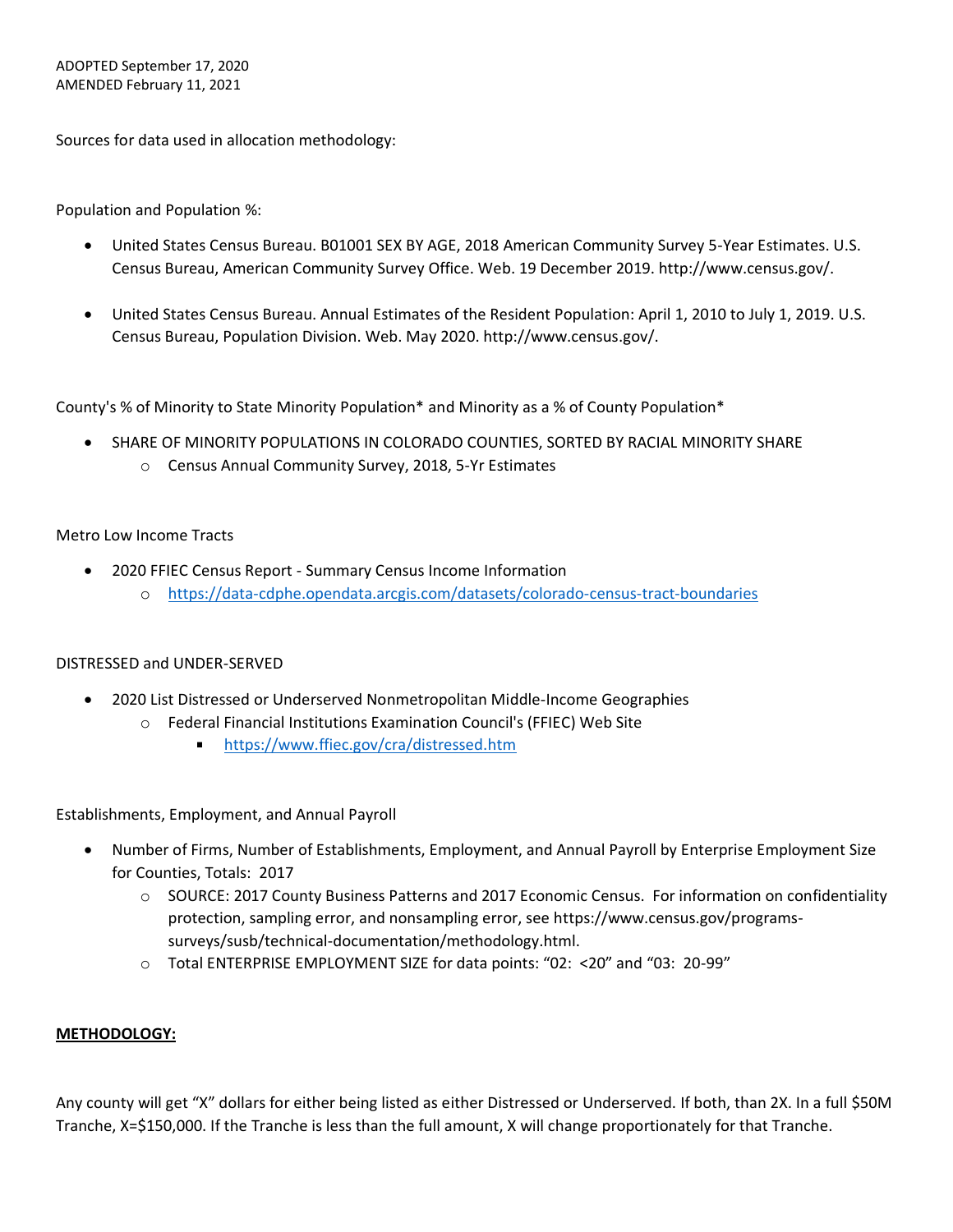ADOPTED September 17, 2020
AMENDED February 11, 2021

Sources for data used in allocation methodology:

Population and Population %:

- United States Census Bureau. B01001 SEX BY AGE, 2018 American Community Survey 5-Year Estimates. U.S. Census Bureau, American Community Survey Office. Web. 19 December 2019. http://www.census.gov/.
- United States Census Bureau. Annual Estimates of the Resident Population: April 1, 2010 to July 1, 2019. U.S. Census Bureau, Population Division. Web. May 2020. http://www.census.gov/.

County's % of Minority to State Minority Population* and Minority as a % of County Population*

- SHARE OF MINORITY POPULATIONS IN COLORADO COUNTIES, SORTED BY RACIAL MINORITY SHARE
  - Census Annual Community Survey, 2018, 5-Yr Estimates

Metro Low Income Tracts

- 2020 FFIEC Census Report - Summary Census Income Information
  - https://data-cdphe.opendata.arcgis.com/datasets/colorado-census-tract-boundaries

DISTRESSED and UNDER-SERVED

- 2020 List Distressed or Underserved Nonmetropolitan Middle-Income Geographies
  - Federal Financial Institutions Examination Council's (FFIEC) Web Site
    - https://www.ffiec.gov/cra/distressed.htm

Establishments, Employment, and Annual Payroll

- Number of Firms, Number of Establishments, Employment, and Annual Payroll by Enterprise Employment Size for Counties, Totals: 2017
  - SOURCE: 2017 County Business Patterns and 2017 Economic Census. For information on confidentiality protection, sampling error, and nonsampling error, see https://www.census.gov/programs-surveys/susb/technical-documentation/methodology.html.
  - Total ENTERPRISE EMPLOYMENT SIZE for data points: "02: <20" and "03: 20-99"

**METHODOLOGY:**

Any county will get "X" dollars for either being listed as either Distressed or Underserved. If both, than 2X. In a full $50M Tranche, X=$150,000. If the Tranche is less than the full amount, X will change proportionately for that Tranche.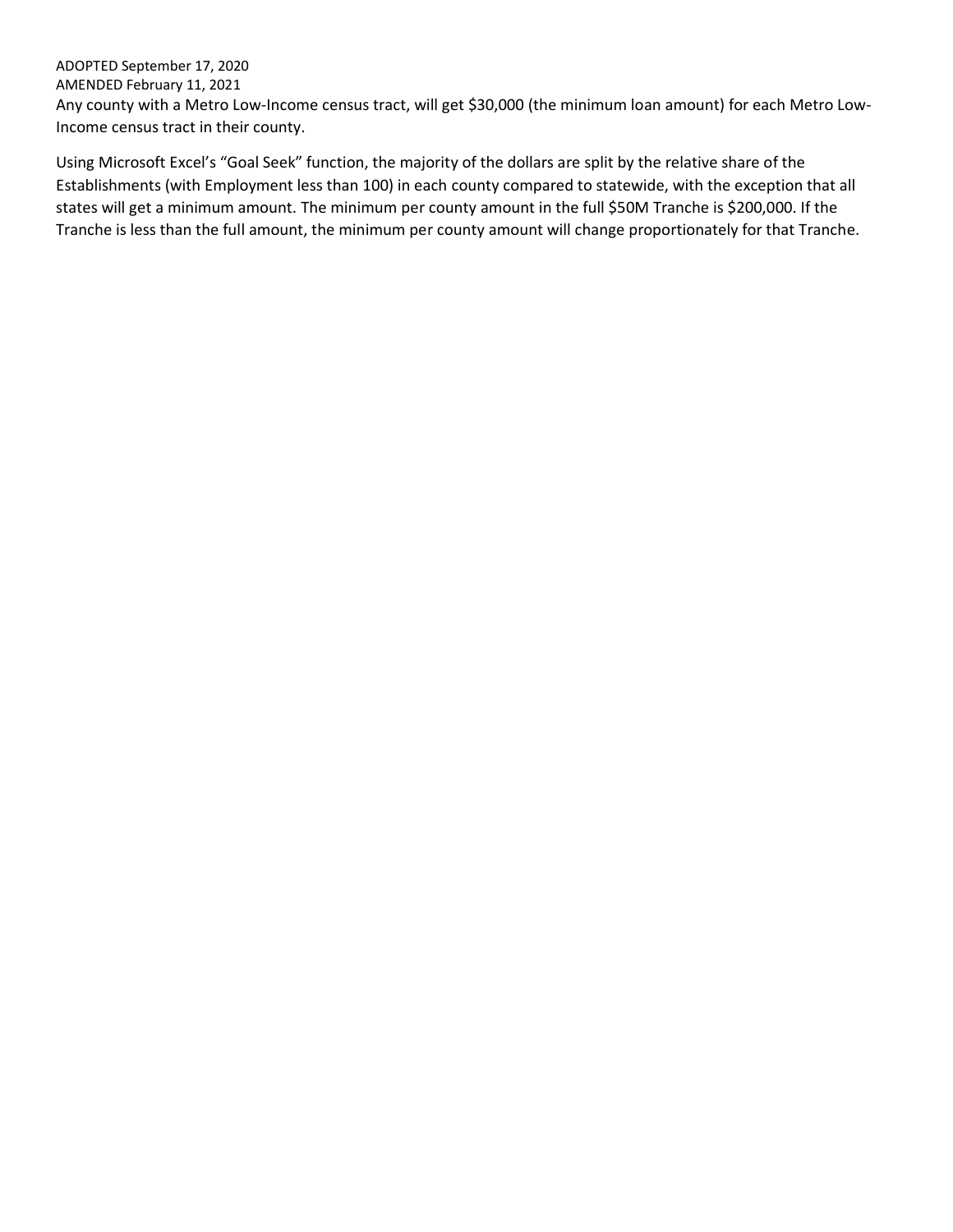ADOPTED September 17, 2020
AMENDED February 11, 2021

Any county with a Metro Low-Income census tract, will get $30,000 (the minimum loan amount) for each Metro Low-Income census tract in their county.

Using Microsoft Excel's "Goal Seek" function, the majority of the dollars are split by the relative share of the Establishments (with Employment less than 100) in each county compared to statewide, with the exception that all states will get a minimum amount. The minimum per county amount in the full $50M Tranche is $200,000. If the Tranche is less than the full amount, the minimum per county amount will change proportionately for that Tranche.